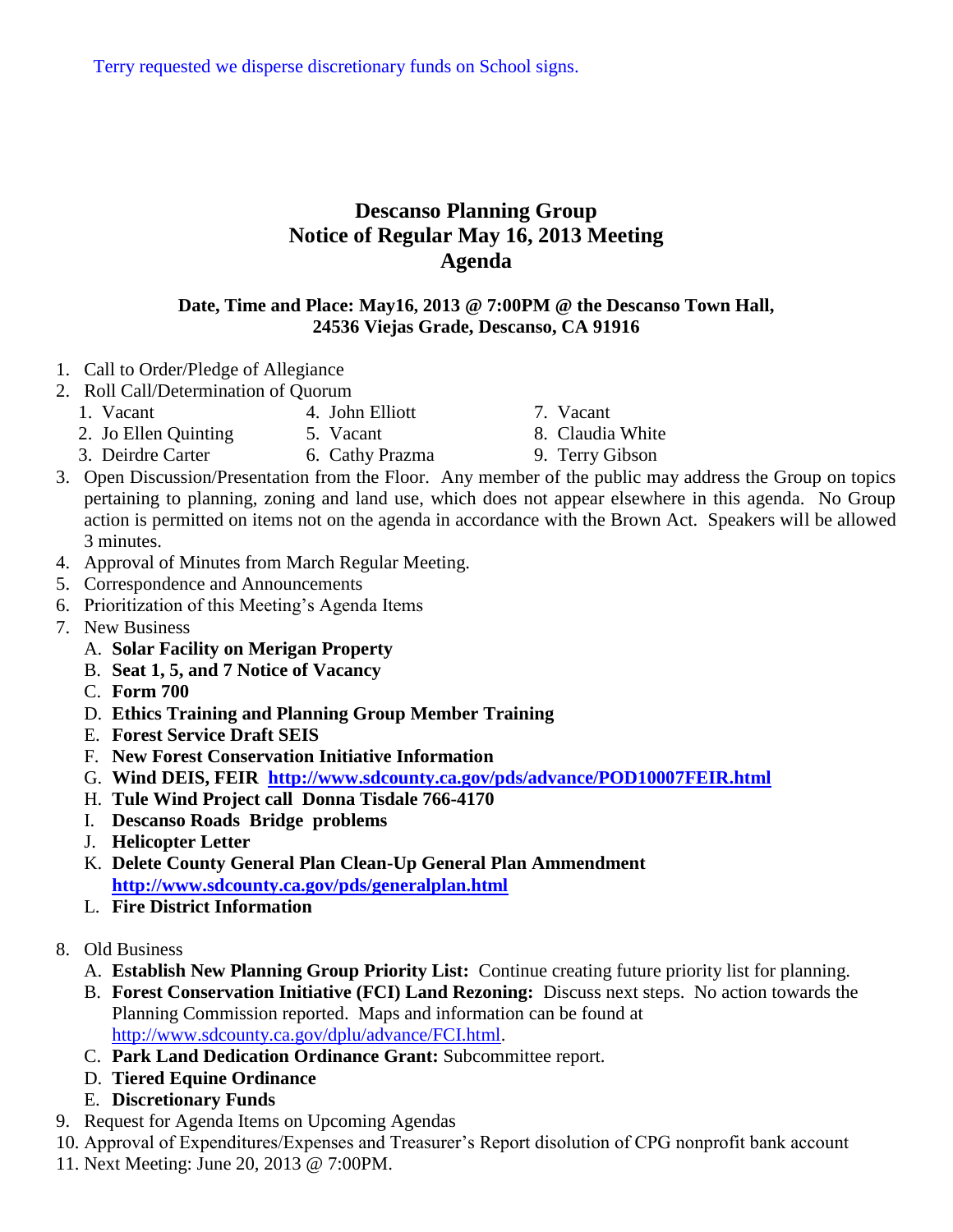Terry requested we disperse discretionary funds on School signs.

# Descanso Planning Group
## Notice of Regular May 16, 2013 Meeting
## Agenda

**Date, Time and Place: May16, 2013 @ 7:00PM @ the Descanso Town Hall, 24536 Viejas Grade, Descanso, CA 91916**

1. Call to Order/Pledge of Allegiance
2. Roll Call/Determination of Quorum
   1. Vacant
   2. Jo Ellen Quinting
   3. Deirdre Carter
   4. John Elliott
   5. Vacant
   6. Cathy Prazma
   7. Vacant
   8. Claudia White
   9. Terry Gibson
3. Open Discussion/Presentation from the Floor. Any member of the public may address the Group on topics pertaining to planning, zoning and land use, which does not appear elsewhere in this agenda. No Group action is permitted on items not on the agenda in accordance with the Brown Act. Speakers will be allowed 3 minutes.
4. Approval of Minutes from March Regular Meeting.
5. Correspondence and Announcements
6. Prioritization of this Meeting's Agenda Items
7. New Business
   A. **Solar Facility on Merigan Property**
   B. **Seat 1, 5, and 7 Notice of Vacancy**
   C. **Form 700**
   D. **Ethics Training and Planning Group Member Training**
   E. **Forest Service Draft SEIS**
   F. **New Forest Conservation Initiative Information**
   G. **Wind DEIS, FEIR http://www.sdcounty.ca.gov/pds/advance/POD10007FEIR.html**
   H. **Tule Wind Project call Donna Tisdale 766-4170**
   I. **Descanso Roads Bridge problems**
   J. **Helicopter Letter**
   K. **Delete County General Plan Clean-Up General Plan Ammendment http://www.sdcounty.ca.gov/pds/generalplan.html**
   L. **Fire District Information**
8. Old Business
   A. **Establish New Planning Group Priority List:** Continue creating future priority list for planning.
   B. **Forest Conservation Initiative (FCI) Land Rezoning:** Discuss next steps. No action towards the Planning Commission reported. Maps and information can be found at http://www.sdcounty.ca.gov/dplu/advance/FCI.html.
   C. **Park Land Dedication Ordinance Grant:** Subcommittee report.
   D. **Tiered Equine Ordinance**
   E. **Discretionary Funds**
9. Request for Agenda Items on Upcoming Agendas
10. Approval of Expenditures/Expenses and Treasurer's Report disolution of CPG nonprofit bank account
11. Next Meeting: June 20, 2013 @ 7:00PM.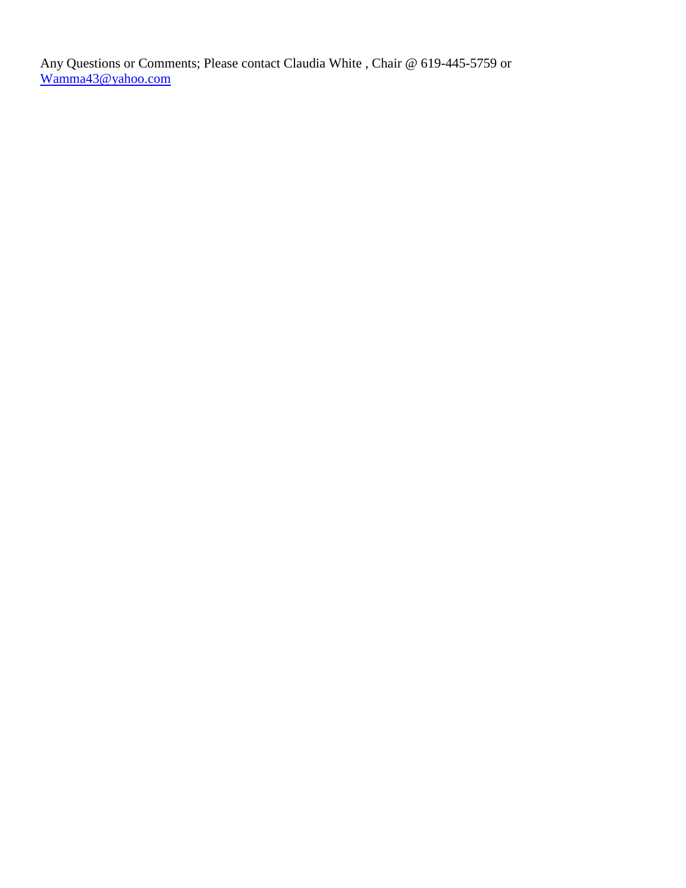Any Questions or Comments; Please contact Claudia White , Chair @ 619-445-5759 or Wamma43@yahoo.com